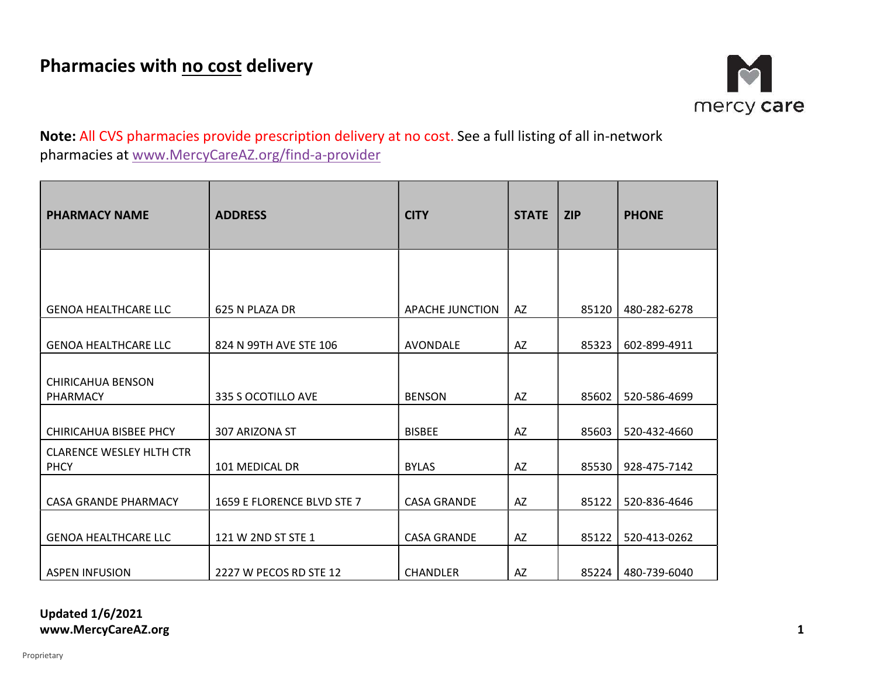# Pharmacies with no cost delivery

**Note:** All CVS pharmacies provide prescription delivery at no cost. See a full listing of all in-network pharmacies at www.MercyCareAZ.org/find-a-provider

| PHARMACY NAME | ADDRESS | CITY | STATE | ZIP | PHONE |
|---|---|---|---|---|---|
| GENOA HEALTHCARE LLC | 625 N PLAZA DR | APACHE JUNCTION | AZ | 85120 | 480-282-6278 |
| GENOA HEALTHCARE LLC | 824 N 99TH AVE STE 106 | AVONDALE | AZ | 85323 | 602-899-4911 |
| CHIRICAHUA BENSON PHARMACY | 335 S OCOTILLO AVE | BENSON | AZ | 85602 | 520-586-4699 |
| CHIRICAHUA BISBEE PHCY | 307 ARIZONA ST | BISBEE | AZ | 85603 | 520-432-4660 |
| CLARENCE WESLEY HLTH CTR PHCY | 101 MEDICAL DR | BYLAS | AZ | 85530 | 928-475-7142 |
| CASA GRANDE PHARMACY | 1659 E FLORENCE BLVD STE 7 | CASA GRANDE | AZ | 85122 | 520-836-4646 |
| GENOA HEALTHCARE LLC | 121 W 2ND ST STE 1 | CASA GRANDE | AZ | 85122 | 520-413-0262 |
| ASPEN INFUSION | 2227 W PECOS RD STE 12 | CHANDLER | AZ | 85224 | 480-739-6040 |

**Updated 1/6/2021**
**www.MercyCareAZ.org**

Proprietary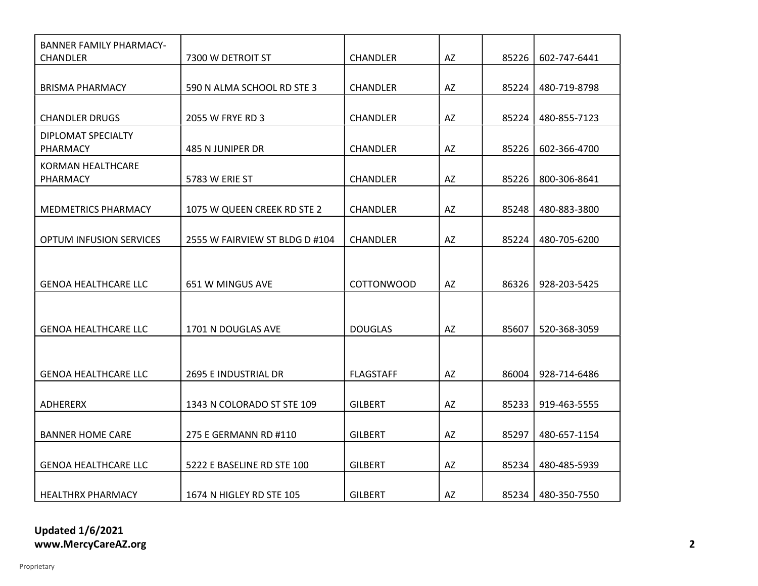| | | | | | |
|---|---|---|---|---|---|
| BANNER FAMILY PHARMACY-CHANDLER | 7300 W DETROIT ST | CHANDLER | AZ | 85226 | 602-747-6441 |
| BRISMA PHARMACY | 590 N ALMA SCHOOL RD STE 3 | CHANDLER | AZ | 85224 | 480-719-8798 |
| CHANDLER DRUGS | 2055 W FRYE RD 3 | CHANDLER | AZ | 85224 | 480-855-7123 |
| DIPLOMAT SPECIALTY PHARMACY | 485 N JUNIPER DR | CHANDLER | AZ | 85226 | 602-366-4700 |
| KORMAN HEALTHCARE PHARMACY | 5783 W ERIE ST | CHANDLER | AZ | 85226 | 800-306-8641 |
| MEDMETRICS PHARMACY | 1075 W QUEEN CREEK RD STE 2 | CHANDLER | AZ | 85248 | 480-883-3800 |
| OPTUM INFUSION SERVICES | 2555 W FAIRVIEW ST BLDG D #104 | CHANDLER | AZ | 85224 | 480-705-6200 |
| GENOA HEALTHCARE LLC | 651 W MINGUS AVE | COTTONWOOD | AZ | 86326 | 928-203-5425 |
| GENOA HEALTHCARE LLC | 1701 N DOUGLAS AVE | DOUGLAS | AZ | 85607 | 520-368-3059 |
| GENOA HEALTHCARE LLC | 2695 E INDUSTRIAL DR | FLAGSTAFF | AZ | 86004 | 928-714-6486 |
| ADHERERX | 1343 N COLORADO ST STE 109 | GILBERT | AZ | 85233 | 919-463-5555 |
| BANNER HOME CARE | 275 E GERMANN RD #110 | GILBERT | AZ | 85297 | 480-657-1154 |
| GENOA HEALTHCARE LLC | 5222 E BASELINE RD STE 100 | GILBERT | AZ | 85234 | 480-485-5939 |
| HEALTHRX PHARMACY | 1674 N HIGLEY RD STE 105 | GILBERT | AZ | 85234 | 480-350-7550 |

**Updated 1/6/2021**
**www.MercyCareAZ.org**

Proprietary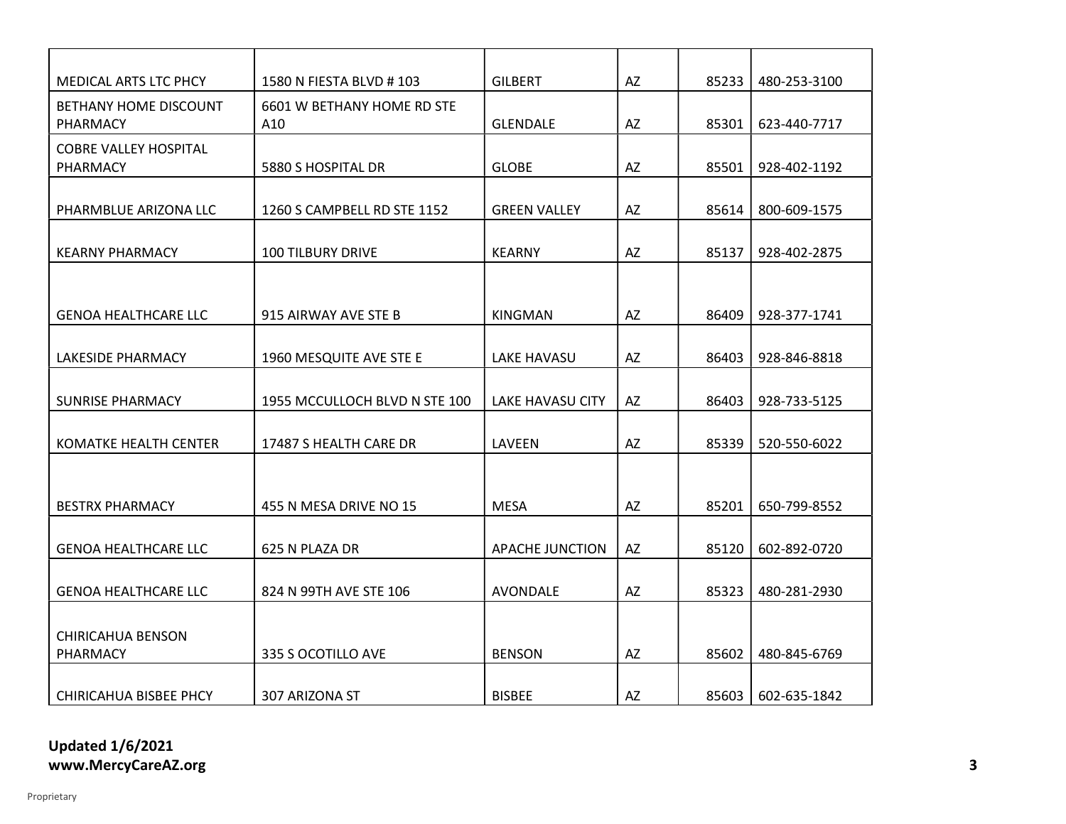| | | | | | |
|---|---|---|---|---|---|
| MEDICAL ARTS LTC PHCY | 1580 N FIESTA BLVD # 103 | GILBERT | AZ | 85233 | 480-253-3100 |
| BETHANY HOME DISCOUNT PHARMACY | 6601 W BETHANY HOME RD STE A10 | GLENDALE | AZ | 85301 | 623-440-7717 |
| COBRE VALLEY HOSPITAL PHARMACY | 5880 S HOSPITAL DR | GLOBE | AZ | 85501 | 928-402-1192 |
| PHARMBLUE ARIZONA LLC | 1260 S CAMPBELL RD STE 1152 | GREEN VALLEY | AZ | 85614 | 800-609-1575 |
| KEARNY PHARMACY | 100 TILBURY DRIVE | KEARNY | AZ | 85137 | 928-402-2875 |
| GENOA HEALTHCARE LLC | 915 AIRWAY AVE STE B | KINGMAN | AZ | 86409 | 928-377-1741 |
| LAKESIDE PHARMACY | 1960 MESQUITE AVE STE E | LAKE HAVASU | AZ | 86403 | 928-846-8818 |
| SUNRISE PHARMACY | 1955 MCCULLOCH BLVD N STE 100 | LAKE HAVASU CITY | AZ | 86403 | 928-733-5125 |
| KOMATKE HEALTH CENTER | 17487 S HEALTH CARE DR | LAVEEN | AZ | 85339 | 520-550-6022 |
| BESTRX PHARMACY | 455 N MESA DRIVE NO 15 | MESA | AZ | 85201 | 650-799-8552 |
| GENOA HEALTHCARE LLC | 625 N PLAZA DR | APACHE JUNCTION | AZ | 85120 | 602-892-0720 |
| GENOA HEALTHCARE LLC | 824 N 99TH AVE STE 106 | AVONDALE | AZ | 85323 | 480-281-2930 |
| CHIRICAHUA BENSON PHARMACY | 335 S OCOTILLO AVE | BENSON | AZ | 85602 | 480-845-6769 |
| CHIRICAHUA BISBEE PHCY | 307 ARIZONA ST | BISBEE | AZ | 85603 | 602-635-1842 |

**Updated 1/6/2021**
**www.MercyCareAZ.org**

Proprietary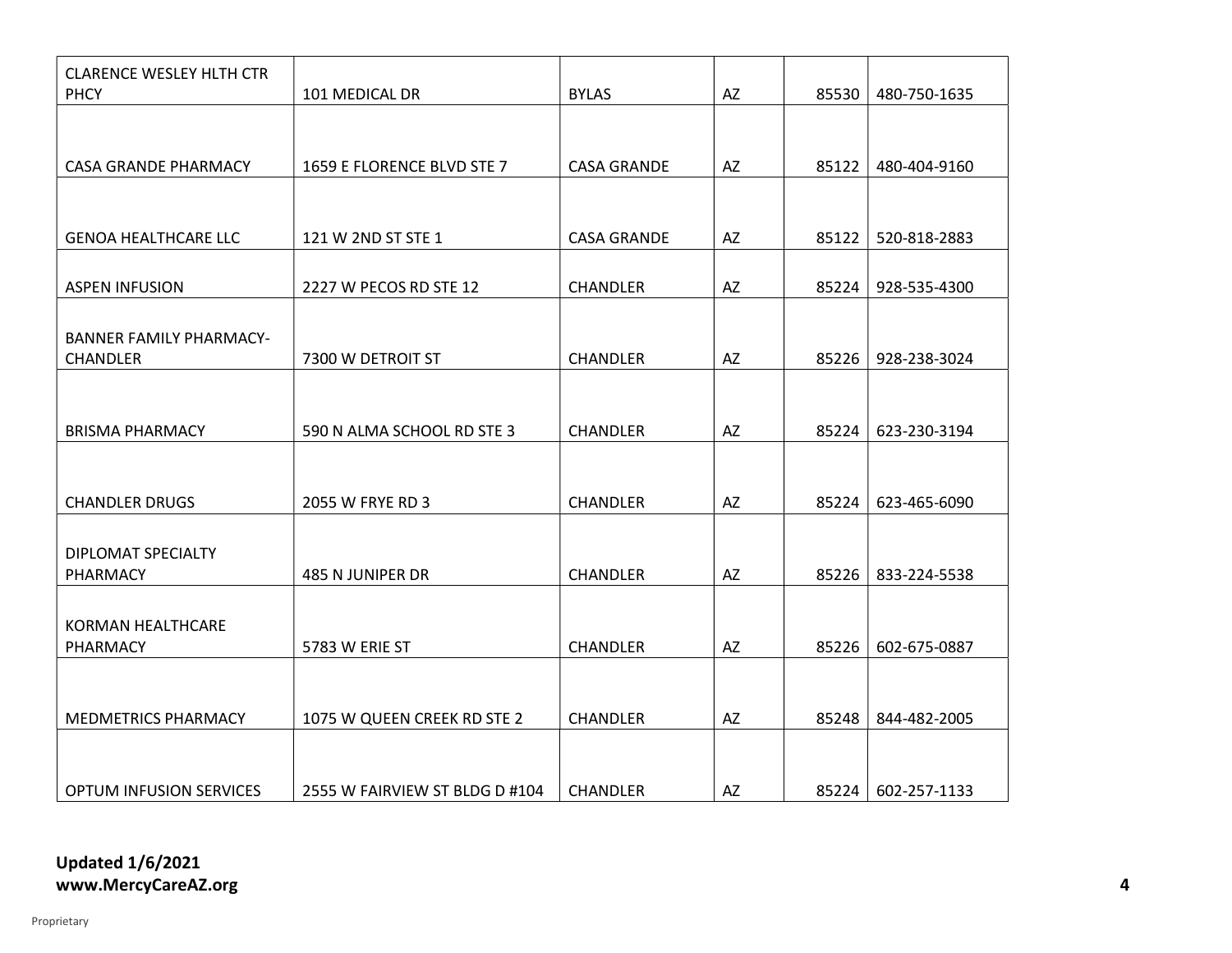| | | | | | |
|---|---|---|---|---|---|
| CLARENCE WESLEY HLTH CTR PHCY | 101 MEDICAL DR | BYLAS | AZ | 85530 | 480-750-1635 |
| CASA GRANDE PHARMACY | 1659 E FLORENCE BLVD STE 7 | CASA GRANDE | AZ | 85122 | 480-404-9160 |
| GENOA HEALTHCARE LLC | 121 W 2ND ST STE 1 | CASA GRANDE | AZ | 85122 | 520-818-2883 |
| ASPEN INFUSION | 2227 W PECOS RD STE 12 | CHANDLER | AZ | 85224 | 928-535-4300 |
| BANNER FAMILY PHARMACY-CHANDLER | 7300 W DETROIT ST | CHANDLER | AZ | 85226 | 928-238-3024 |
| BRISMA PHARMACY | 590 N ALMA SCHOOL RD STE 3 | CHANDLER | AZ | 85224 | 623-230-3194 |
| CHANDLER DRUGS | 2055 W FRYE RD 3 | CHANDLER | AZ | 85224 | 623-465-6090 |
| DIPLOMAT SPECIALTY PHARMACY | 485 N JUNIPER DR | CHANDLER | AZ | 85226 | 833-224-5538 |
| KORMAN HEALTHCARE PHARMACY | 5783 W ERIE ST | CHANDLER | AZ | 85226 | 602-675-0887 |
| MEDMETRICS PHARMACY | 1075 W QUEEN CREEK RD STE 2 | CHANDLER | AZ | 85248 | 844-482-2005 |
| OPTUM INFUSION SERVICES | 2555 W FAIRVIEW ST BLDG D #104 | CHANDLER | AZ | 85224 | 602-257-1133 |

**Updated 1/6/2021**
**www.MercyCareAZ.org**

Proprietary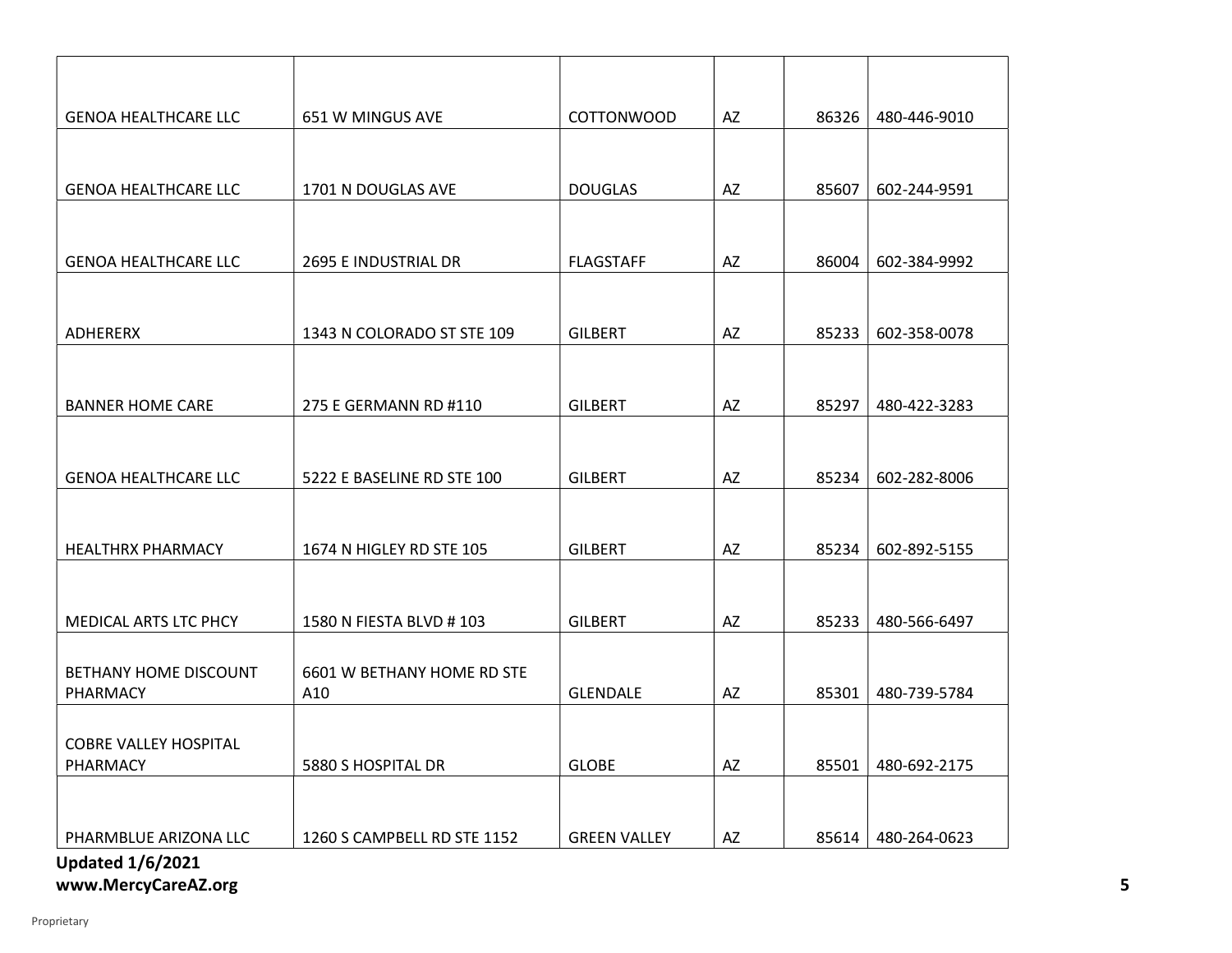| | | | | | |
|---|---|---|---|---|---|
| GENOA HEALTHCARE LLC | 651 W MINGUS AVE | COTTONWOOD | AZ | 86326 | 480-446-9010 |
| GENOA HEALTHCARE LLC | 1701 N DOUGLAS AVE | DOUGLAS | AZ | 85607 | 602-244-9591 |
| GENOA HEALTHCARE LLC | 2695 E INDUSTRIAL DR | FLAGSTAFF | AZ | 86004 | 602-384-9992 |
| ADHERERX | 1343 N COLORADO ST STE 109 | GILBERT | AZ | 85233 | 602-358-0078 |
| BANNER HOME CARE | 275 E GERMANN RD #110 | GILBERT | AZ | 85297 | 480-422-3283 |
| GENOA HEALTHCARE LLC | 5222 E BASELINE RD STE 100 | GILBERT | AZ | 85234 | 602-282-8006 |
| HEALTHRX PHARMACY | 1674 N HIGLEY RD STE 105 | GILBERT | AZ | 85234 | 602-892-5155 |
| MEDICAL ARTS LTC PHCY | 1580 N FIESTA BLVD # 103 | GILBERT | AZ | 85233 | 480-566-6497 |
| BETHANY HOME DISCOUNT PHARMACY | 6601 W BETHANY HOME RD STE A10 | GLENDALE | AZ | 85301 | 480-739-5784 |
| COBRE VALLEY HOSPITAL PHARMACY | 5880 S HOSPITAL DR | GLOBE | AZ | 85501 | 480-692-2175 |
| PHARMBLUE ARIZONA LLC | 1260 S CAMPBELL RD STE 1152 | GREEN VALLEY | AZ | 85614 | 480-264-0623 |

**Updated 1/6/2021**
**www.MercyCareAZ.org**

Proprietary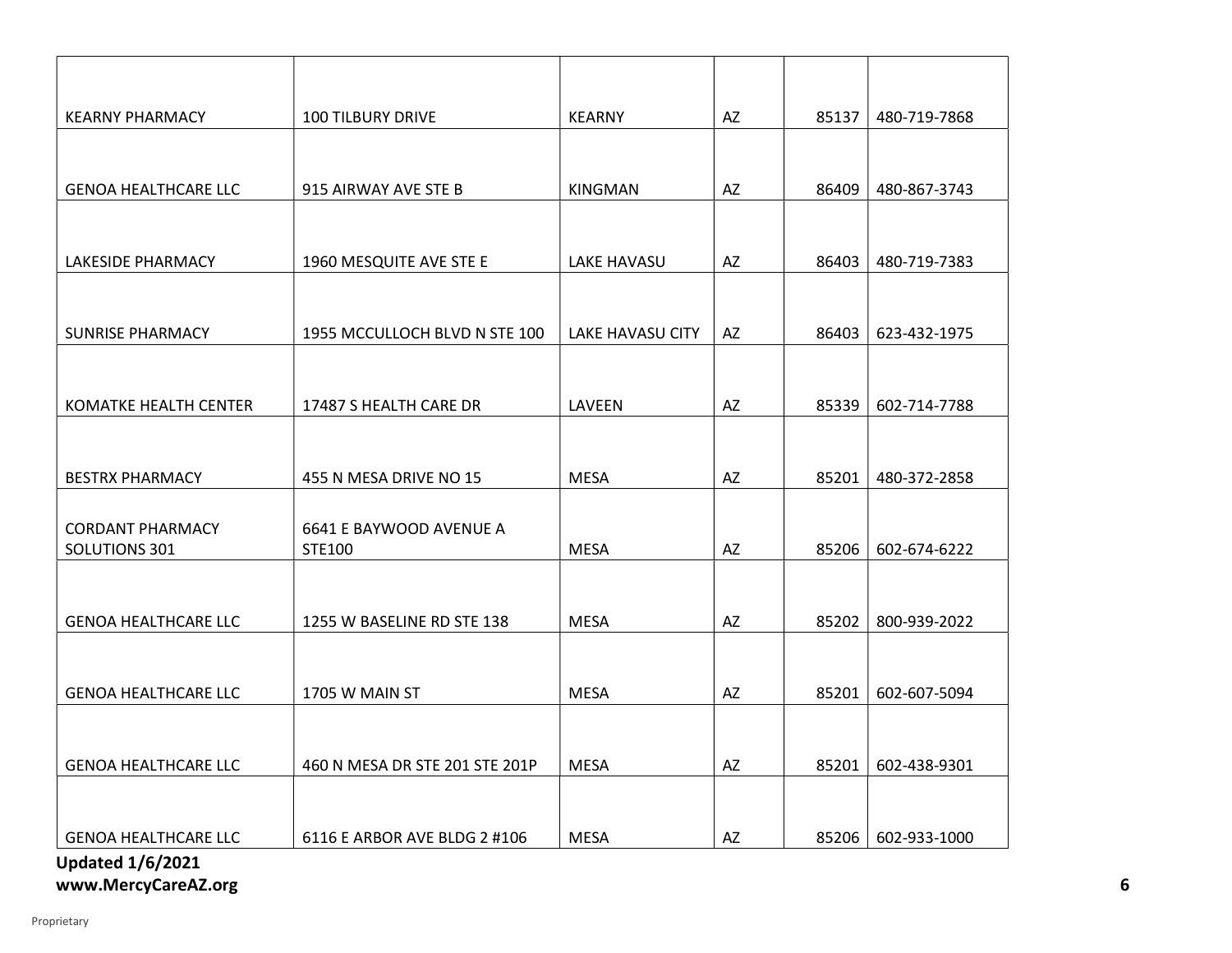| | | | | | |
|---|---|---|---|---|---|
| KEARNY PHARMACY | 100 TILBURY DRIVE | KEARNY | AZ | 85137 | 480-719-7868 |
| GENOA HEALTHCARE LLC | 915 AIRWAY AVE STE B | KINGMAN | AZ | 86409 | 480-867-3743 |
| LAKESIDE PHARMACY | 1960 MESQUITE AVE STE E | LAKE HAVASU | AZ | 86403 | 480-719-7383 |
| SUNRISE PHARMACY | 1955 MCCULLOCH BLVD N STE 100 | LAKE HAVASU CITY | AZ | 86403 | 623-432-1975 |
| KOMATKE HEALTH CENTER | 17487 S HEALTH CARE DR | LAVEEN | AZ | 85339 | 602-714-7788 |
| BESTRX PHARMACY | 455 N MESA DRIVE NO 15 | MESA | AZ | 85201 | 480-372-2858 |
| CORDANT PHARMACY SOLUTIONS 301 | 6641 E BAYWOOD AVENUE A STE100 | MESA | AZ | 85206 | 602-674-6222 |
| GENOA HEALTHCARE LLC | 1255 W BASELINE RD STE 138 | MESA | AZ | 85202 | 800-939-2022 |
| GENOA HEALTHCARE LLC | 1705 W MAIN ST | MESA | AZ | 85201 | 602-607-5094 |
| GENOA HEALTHCARE LLC | 460 N MESA DR STE 201 STE 201P | MESA | AZ | 85201 | 602-438-9301 |
| GENOA HEALTHCARE LLC | 6116 E ARBOR AVE BLDG 2 #106 | MESA | AZ | 85206 | 602-933-1000 |

**Updated 1/6/2021**
**www.MercyCareAZ.org**

Proprietary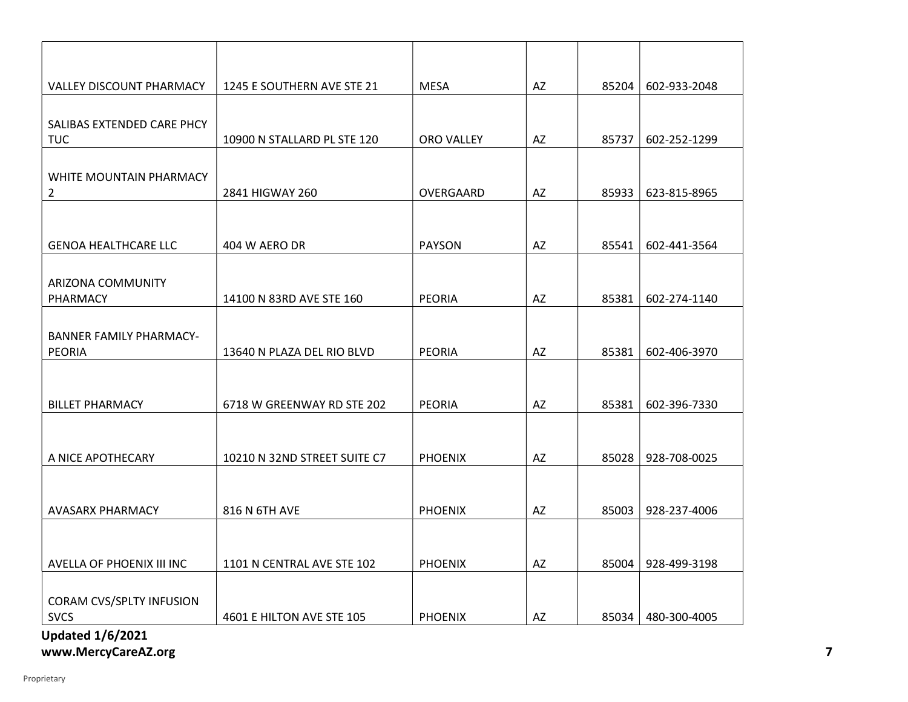|  |  |  |  |  |  |
|---|---|---|---|---|---|
| VALLEY DISCOUNT PHARMACY | 1245 E SOUTHERN AVE STE 21 | MESA | AZ | 85204 | 602-933-2048 |
| SALIBAS EXTENDED CARE PHCY TUC | 10900 N STALLARD PL STE 120 | ORO VALLEY | AZ | 85737 | 602-252-1299 |
| WHITE MOUNTAIN PHARMACY 2 | 2841 HIGWAY 260 | OVERGAARD | AZ | 85933 | 623-815-8965 |
| GENOA HEALTHCARE LLC | 404 W AERO DR | PAYSON | AZ | 85541 | 602-441-3564 |
| ARIZONA COMMUNITY PHARMACY | 14100 N 83RD AVE STE 160 | PEORIA | AZ | 85381 | 602-274-1140 |
| BANNER FAMILY PHARMACY-PEORIA | 13640 N PLAZA DEL RIO BLVD | PEORIA | AZ | 85381 | 602-406-3970 |
| BILLET PHARMACY | 6718 W GREENWAY RD STE 202 | PEORIA | AZ | 85381 | 602-396-7330 |
| A NICE APOTHECARY | 10210 N 32ND STREET SUITE C7 | PHOENIX | AZ | 85028 | 928-708-0025 |
| AVASARX PHARMACY | 816 N 6TH AVE | PHOENIX | AZ | 85003 | 928-237-4006 |
| AVELLA OF PHOENIX III INC | 1101 N CENTRAL AVE STE 102 | PHOENIX | AZ | 85004 | 928-499-3198 |
| CORAM CVS/SPLTY INFUSION SVCS | 4601 E HILTON AVE STE 105 | PHOENIX | AZ | 85034 | 480-300-4005 |

**Updated 1/6/2021**
**www.MercyCareAZ.org**

Proprietary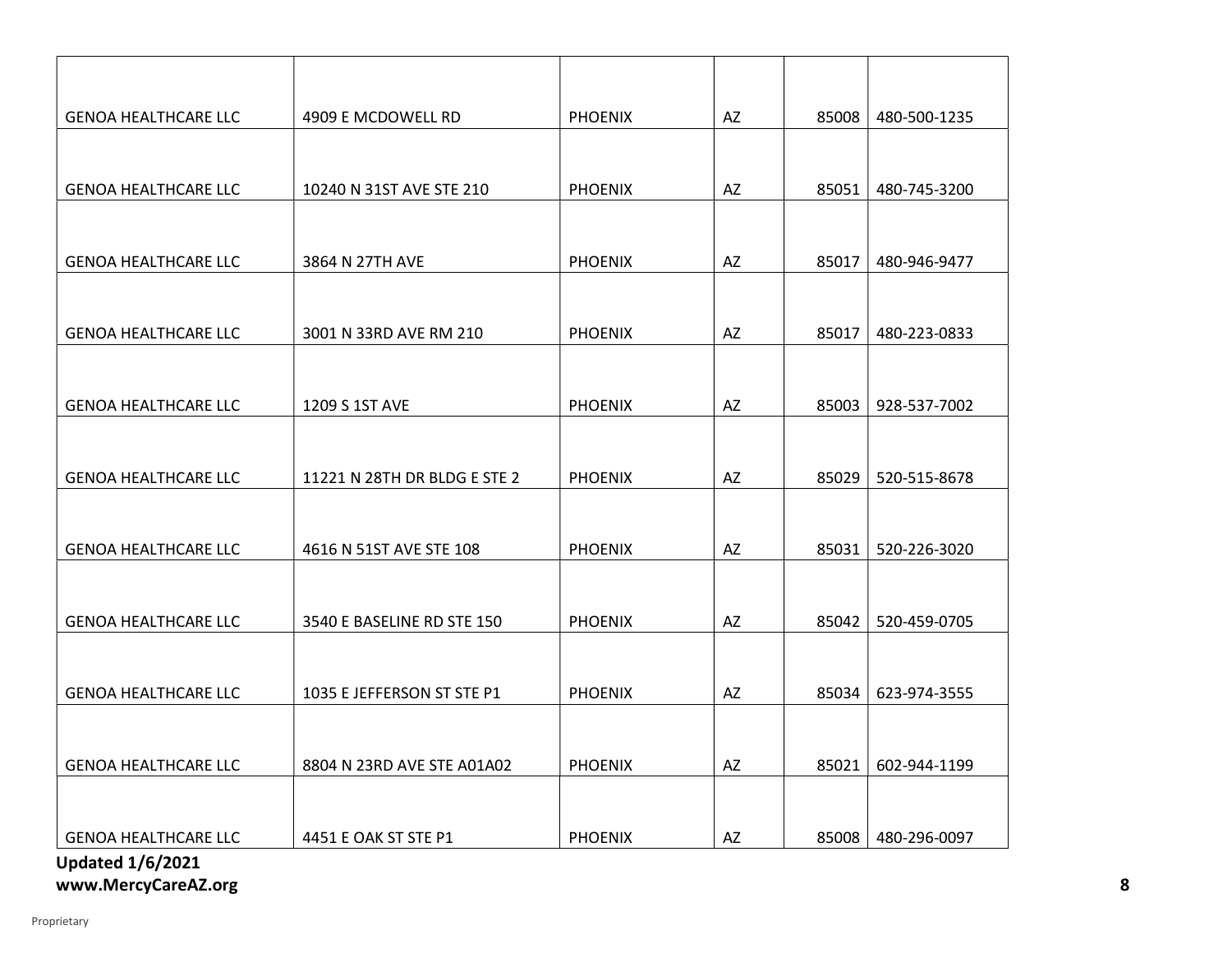| | | | | | |
|---|---|---|---|---|---|
| GENOA HEALTHCARE LLC | 4909 E MCDOWELL RD | PHOENIX | AZ | 85008 | 480-500-1235 |
| GENOA HEALTHCARE LLC | 10240 N 31ST AVE STE 210 | PHOENIX | AZ | 85051 | 480-745-3200 |
| GENOA HEALTHCARE LLC | 3864 N 27TH AVE | PHOENIX | AZ | 85017 | 480-946-9477 |
| GENOA HEALTHCARE LLC | 3001 N 33RD AVE RM 210 | PHOENIX | AZ | 85017 | 480-223-0833 |
| GENOA HEALTHCARE LLC | 1209 S 1ST AVE | PHOENIX | AZ | 85003 | 928-537-7002 |
| GENOA HEALTHCARE LLC | 11221 N 28TH DR BLDG E STE 2 | PHOENIX | AZ | 85029 | 520-515-8678 |
| GENOA HEALTHCARE LLC | 4616 N 51ST AVE STE 108 | PHOENIX | AZ | 85031 | 520-226-3020 |
| GENOA HEALTHCARE LLC | 3540 E BASELINE RD STE 150 | PHOENIX | AZ | 85042 | 520-459-0705 |
| GENOA HEALTHCARE LLC | 1035 E JEFFERSON ST STE P1 | PHOENIX | AZ | 85034 | 623-974-3555 |
| GENOA HEALTHCARE LLC | 8804 N 23RD AVE STE A01A02 | PHOENIX | AZ | 85021 | 602-944-1199 |
| GENOA HEALTHCARE LLC | 4451 E OAK ST STE P1 | PHOENIX | AZ | 85008 | 480-296-0097 |

**Updated 1/6/2021**
**www.MercyCareAZ.org**

Proprietary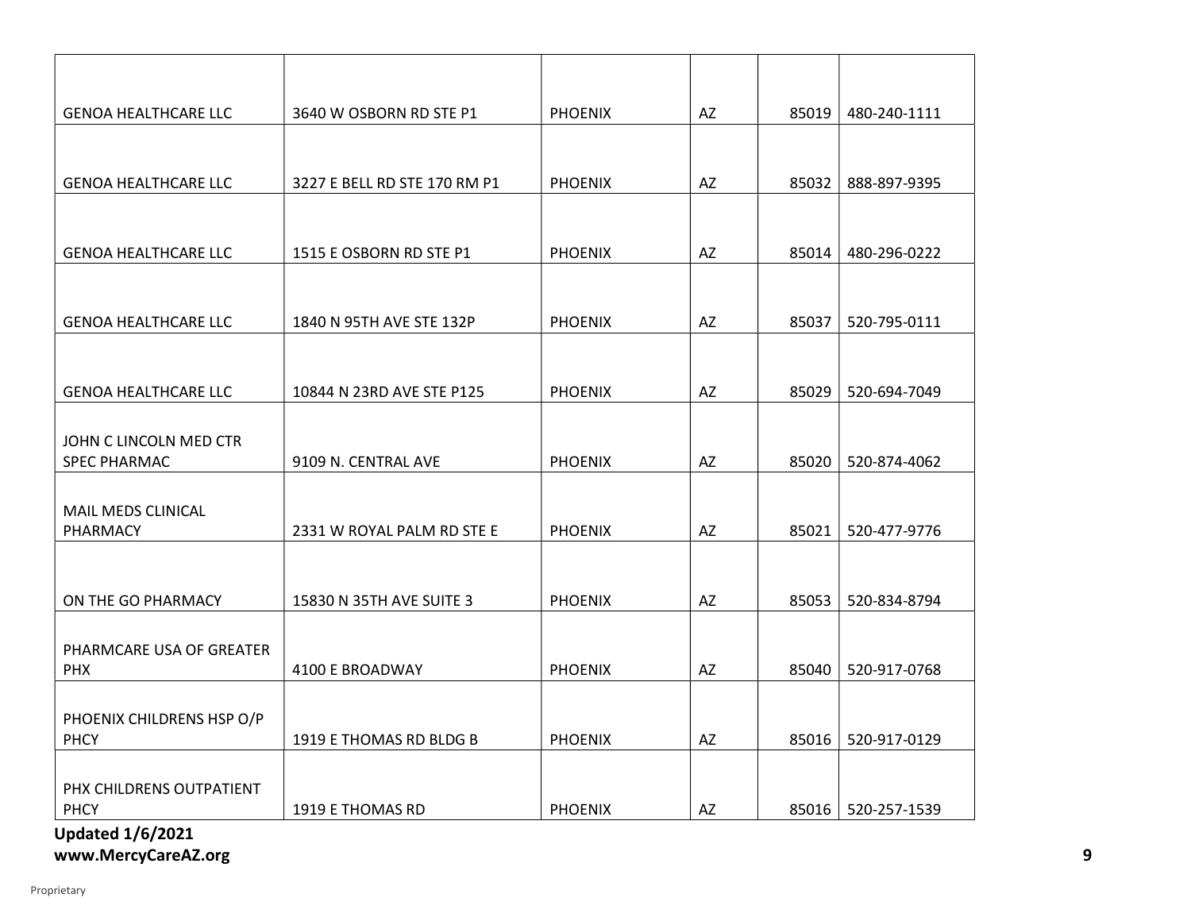| | | | | | |
|---|---|---|---|---|---|
| GENOA HEALTHCARE LLC | 3640 W OSBORN RD STE P1 | PHOENIX | AZ | 85019 | 480-240-1111 |
| GENOA HEALTHCARE LLC | 3227 E BELL RD STE 170 RM P1 | PHOENIX | AZ | 85032 | 888-897-9395 |
| GENOA HEALTHCARE LLC | 1515 E OSBORN RD STE P1 | PHOENIX | AZ | 85014 | 480-296-0222 |
| GENOA HEALTHCARE LLC | 1840 N 95TH AVE STE 132P | PHOENIX | AZ | 85037 | 520-795-0111 |
| GENOA HEALTHCARE LLC | 10844 N 23RD AVE STE P125 | PHOENIX | AZ | 85029 | 520-694-7049 |
| JOHN C LINCOLN MED CTR SPEC PHARMAC | 9109 N. CENTRAL AVE | PHOENIX | AZ | 85020 | 520-874-4062 |
| MAIL MEDS CLINICAL PHARMACY | 2331 W ROYAL PALM RD STE E | PHOENIX | AZ | 85021 | 520-477-9776 |
| ON THE GO PHARMACY | 15830 N 35TH AVE SUITE 3 | PHOENIX | AZ | 85053 | 520-834-8794 |
| PHARMCARE USA OF GREATER PHX | 4100 E BROADWAY | PHOENIX | AZ | 85040 | 520-917-0768 |
| PHOENIX CHILDRENS HSP O/P PHCY | 1919 E THOMAS RD BLDG B | PHOENIX | AZ | 85016 | 520-917-0129 |
| PHX CHILDRENS OUTPATIENT PHCY | 1919 E THOMAS RD | PHOENIX | AZ | 85016 | 520-257-1539 |

**Updated 1/6/2021**
**www.MercyCareAZ.org**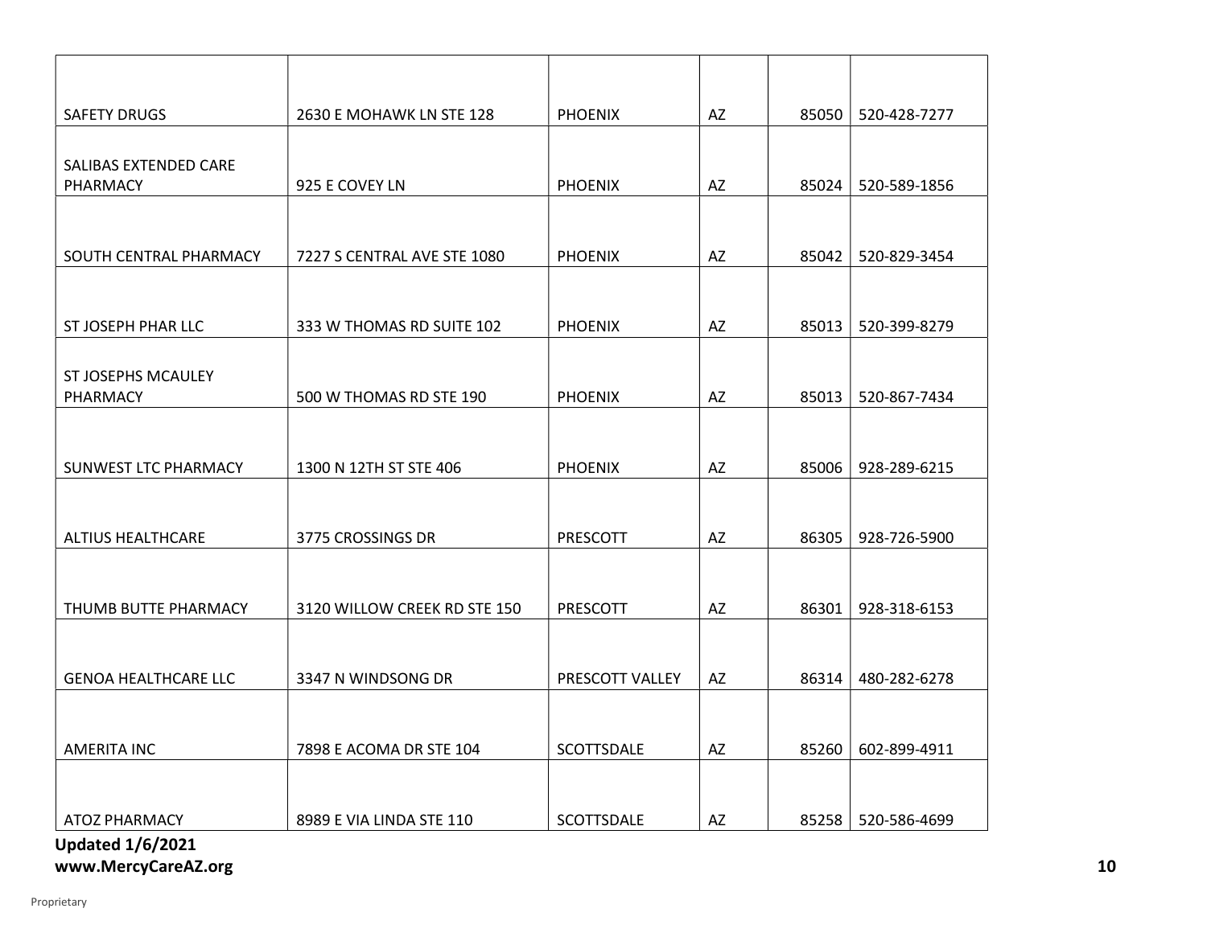| | | | | | |
|---|---|---|---|---|---|
| SAFETY DRUGS | 2630 E MOHAWK LN STE 128 | PHOENIX | AZ | 85050 | 520-428-7277 |
| SALIBAS EXTENDED CARE PHARMACY | 925 E COVEY LN | PHOENIX | AZ | 85024 | 520-589-1856 |
| SOUTH CENTRAL PHARMACY | 7227 S CENTRAL AVE STE 1080 | PHOENIX | AZ | 85042 | 520-829-3454 |
| ST JOSEPH PHAR LLC | 333 W THOMAS RD SUITE 102 | PHOENIX | AZ | 85013 | 520-399-8279 |
| ST JOSEPHS MCAULEY PHARMACY | 500 W THOMAS RD STE 190 | PHOENIX | AZ | 85013 | 520-867-7434 |
| SUNWEST LTC PHARMACY | 1300 N 12TH ST STE 406 | PHOENIX | AZ | 85006 | 928-289-6215 |
| ALTIUS HEALTHCARE | 3775 CROSSINGS DR | PRESCOTT | AZ | 86305 | 928-726-5900 |
| THUMB BUTTE PHARMACY | 3120 WILLOW CREEK RD STE 150 | PRESCOTT | AZ | 86301 | 928-318-6153 |
| GENOA HEALTHCARE LLC | 3347 N WINDSONG DR | PRESCOTT VALLEY | AZ | 86314 | 480-282-6278 |
| AMERITA INC | 7898 E ACOMA DR STE 104 | SCOTTSDALE | AZ | 85260 | 602-899-4911 |
| ATOZ PHARMACY | 8989 E VIA LINDA STE 110 | SCOTTSDALE | AZ | 85258 | 520-586-4699 |

**Updated 1/6/2021**
**www.MercyCareAZ.org**

Proprietary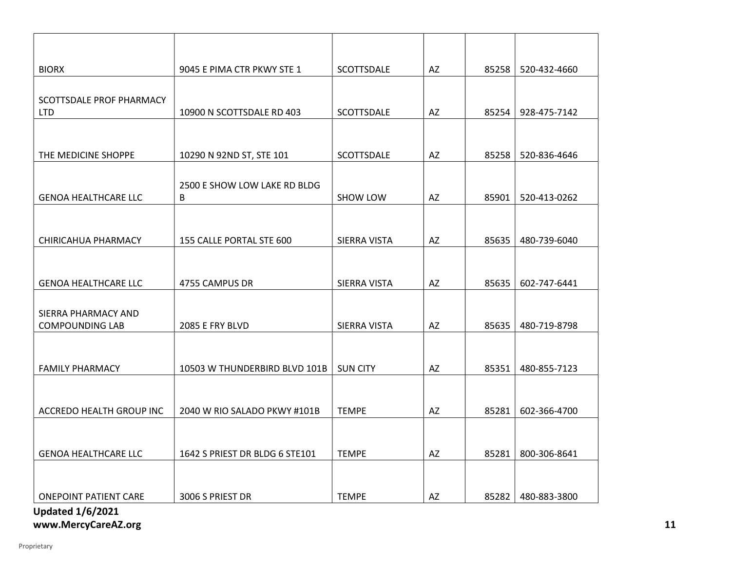| | | | | | |
|---|---|---|---|---|---|
| BIORX | 9045 E PIMA CTR PKWY STE 1 | SCOTTSDALE | AZ | 85258 | 520-432-4660 |
| SCOTTSDALE PROF PHARMACY LTD | 10900 N SCOTTSDALE RD 403 | SCOTTSDALE | AZ | 85254 | 928-475-7142 |
| THE MEDICINE SHOPPE | 10290 N 92ND ST, STE 101 | SCOTTSDALE | AZ | 85258 | 520-836-4646 |
| GENOA HEALTHCARE LLC | 2500 E SHOW LOW LAKE RD BLDG B | SHOW LOW | AZ | 85901 | 520-413-0262 |
| CHIRICAHUA PHARMACY | 155 CALLE PORTAL STE 600 | SIERRA VISTA | AZ | 85635 | 480-739-6040 |
| GENOA HEALTHCARE LLC | 4755 CAMPUS DR | SIERRA VISTA | AZ | 85635 | 602-747-6441 |
| SIERRA PHARMACY AND COMPOUNDING LAB | 2085 E FRY BLVD | SIERRA VISTA | AZ | 85635 | 480-719-8798 |
| FAMILY PHARMACY | 10503 W THUNDERBIRD BLVD 101B | SUN CITY | AZ | 85351 | 480-855-7123 |
| ACCREDO HEALTH GROUP INC | 2040 W RIO SALADO PKWY #101B | TEMPE | AZ | 85281 | 602-366-4700 |
| GENOA HEALTHCARE LLC | 1642 S PRIEST DR BLDG 6 STE101 | TEMPE | AZ | 85281 | 800-306-8641 |
| ONEPOINT PATIENT CARE | 3006 S PRIEST DR | TEMPE | AZ | 85282 | 480-883-3800 |

**Updated 1/6/2021**
**www.MercyCareAZ.org**

Proprietary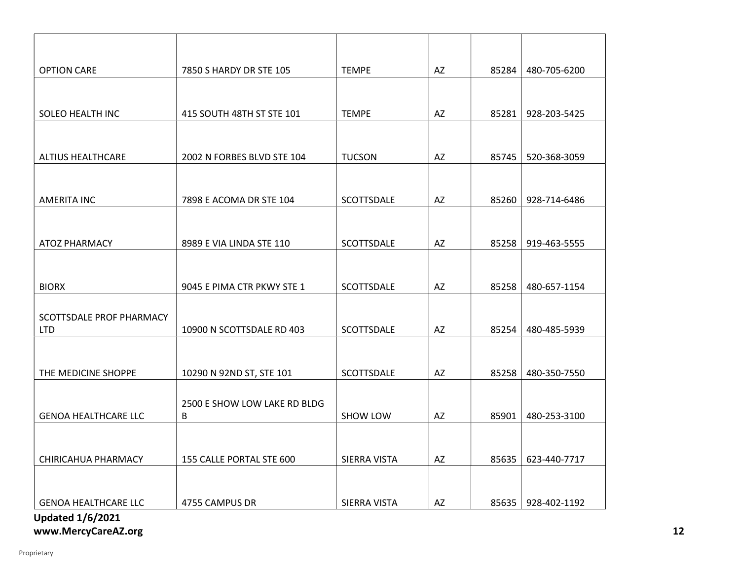| | | | | | |
|---|---|---|---|---|---|
| OPTION CARE | 7850 S HARDY DR STE 105 | TEMPE | AZ | 85284 | 480-705-6200 |
| SOLEO HEALTH INC | 415 SOUTH 48TH ST STE 101 | TEMPE | AZ | 85281 | 928-203-5425 |
| ALTIUS HEALTHCARE | 2002 N FORBES BLVD STE 104 | TUCSON | AZ | 85745 | 520-368-3059 |
| AMERITA INC | 7898 E ACOMA DR STE 104 | SCOTTSDALE | AZ | 85260 | 928-714-6486 |
| ATOZ PHARMACY | 8989 E VIA LINDA STE 110 | SCOTTSDALE | AZ | 85258 | 919-463-5555 |
| BIORX | 9045 E PIMA CTR PKWY STE 1 | SCOTTSDALE | AZ | 85258 | 480-657-1154 |
| SCOTTSDALE PROF PHARMACY LTD | 10900 N SCOTTSDALE RD 403 | SCOTTSDALE | AZ | 85254 | 480-485-5939 |
| THE MEDICINE SHOPPE | 10290 N 92ND ST, STE 101 | SCOTTSDALE | AZ | 85258 | 480-350-7550 |
| GENOA HEALTHCARE LLC | 2500 E SHOW LOW LAKE RD BLDG B | SHOW LOW | AZ | 85901 | 480-253-3100 |
| CHIRICAHUA PHARMACY | 155 CALLE PORTAL STE 600 | SIERRA VISTA | AZ | 85635 | 623-440-7717 |
| GENOA HEALTHCARE LLC | 4755 CAMPUS DR | SIERRA VISTA | AZ | 85635 | 928-402-1192 |

**Updated 1/6/2021**
**www.MercyCareAZ.org**

Proprietary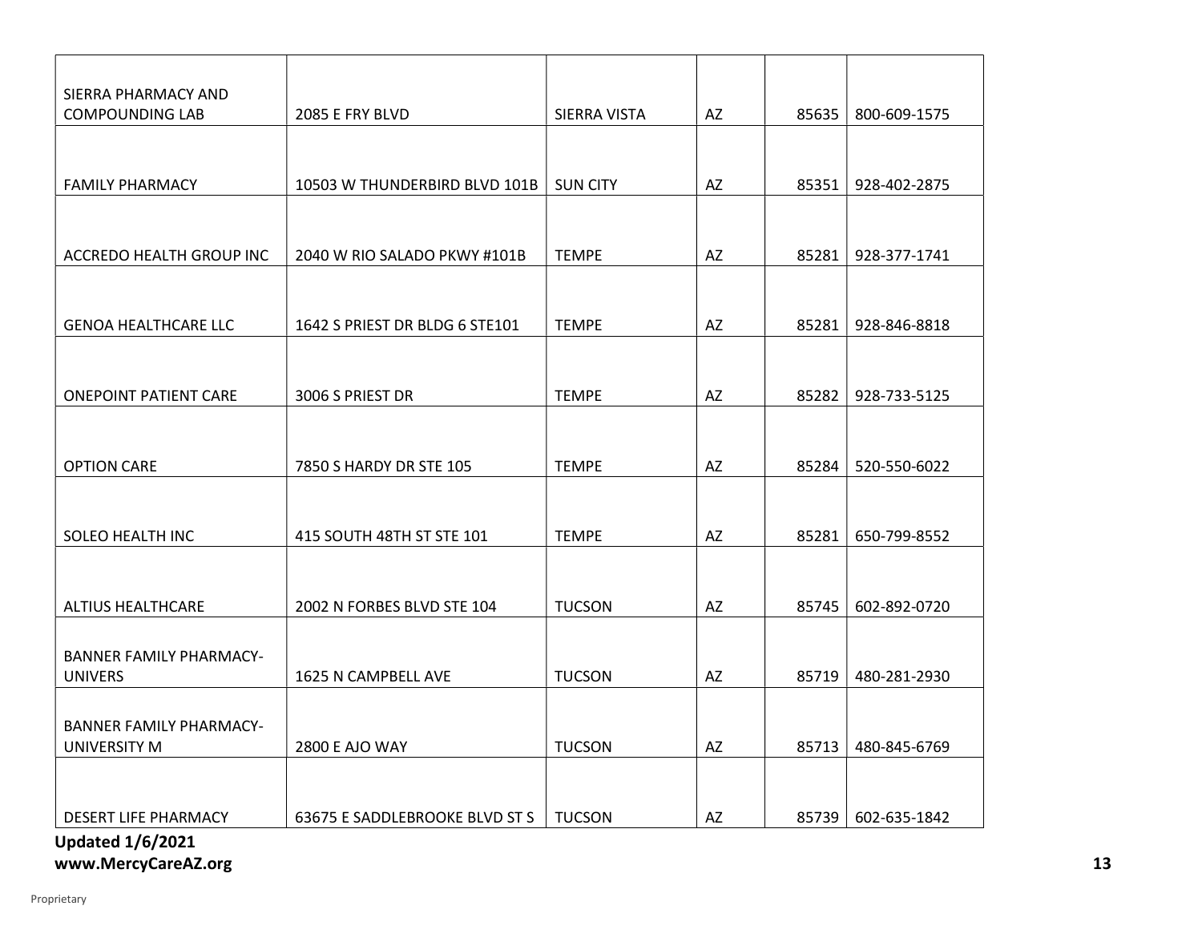| SIERRA PHARMACY AND COMPOUNDING LAB | 2085 E FRY BLVD | SIERRA VISTA | AZ | 85635 | 800-609-1575 |
|---|---|---|---|---|---|
| FAMILY PHARMACY | 10503 W THUNDERBIRD BLVD 101B | SUN CITY | AZ | 85351 | 928-402-2875 |
| ACCREDO HEALTH GROUP INC | 2040 W RIO SALADO PKWY #101B | TEMPE | AZ | 85281 | 928-377-1741 |
| GENOA HEALTHCARE LLC | 1642 S PRIEST DR BLDG 6 STE101 | TEMPE | AZ | 85281 | 928-846-8818 |
| ONEPOINT PATIENT CARE | 3006 S PRIEST DR | TEMPE | AZ | 85282 | 928-733-5125 |
| OPTION CARE | 7850 S HARDY DR STE 105 | TEMPE | AZ | 85284 | 520-550-6022 |
| SOLEO HEALTH INC | 415 SOUTH 48TH ST STE 101 | TEMPE | AZ | 85281 | 650-799-8552 |
| ALTIUS HEALTHCARE | 2002 N FORBES BLVD STE 104 | TUCSON | AZ | 85745 | 602-892-0720 |
| BANNER FAMILY PHARMACY-UNIVERS | 1625 N CAMPBELL AVE | TUCSON | AZ | 85719 | 480-281-2930 |
| BANNER FAMILY PHARMACY-UNIVERSITY M | 2800 E AJO WAY | TUCSON | AZ | 85713 | 480-845-6769 |
| DESERT LIFE PHARMACY | 63675 E SADDLEBROOKE BLVD ST S | TUCSON | AZ | 85739 | 602-635-1842 |

**Updated 1/6/2021**
**www.MercyCareAZ.org**

Proprietary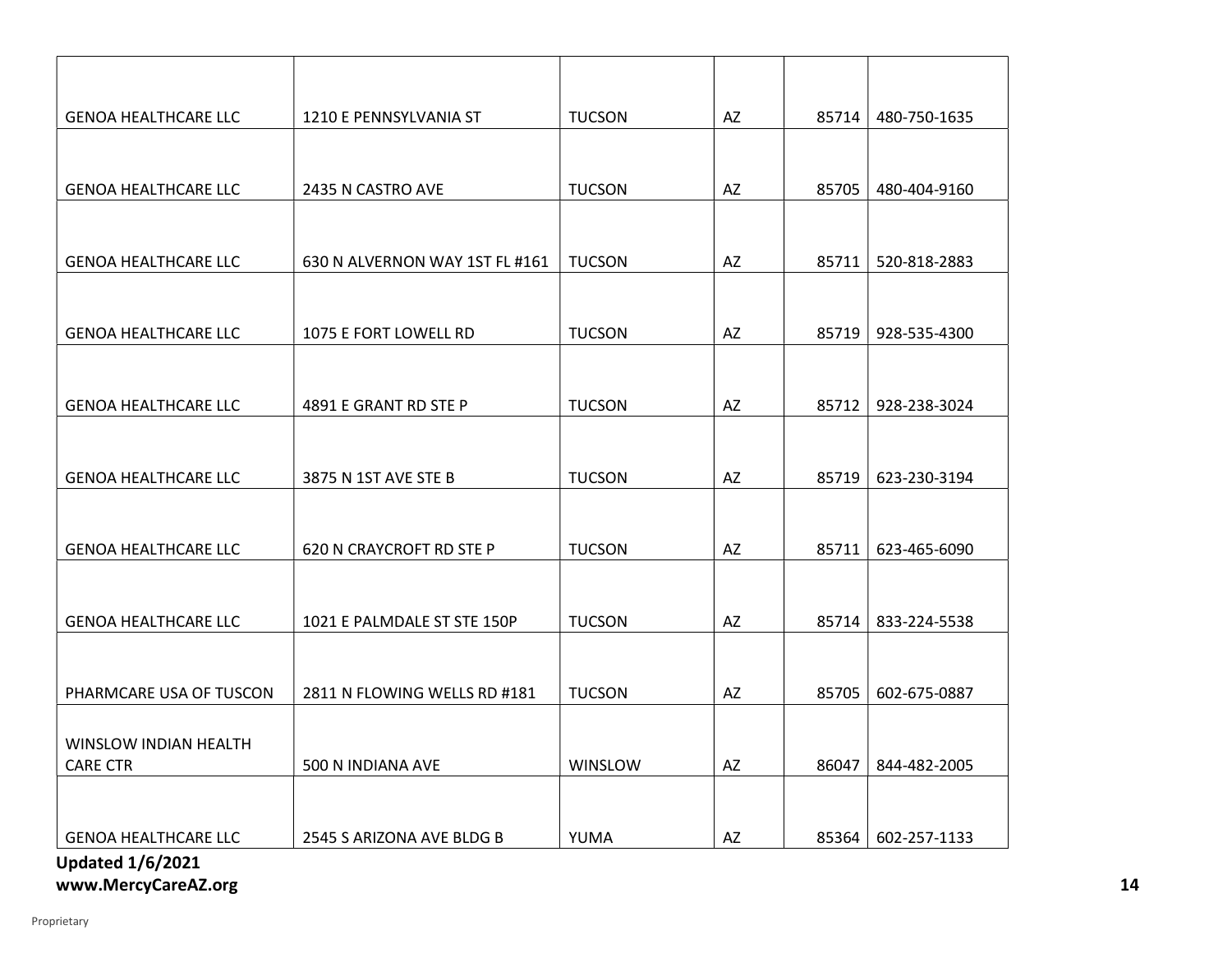| | | | | | |
|---|---|---|---|---|---|
| GENOA HEALTHCARE LLC | 1210 E PENNSYLVANIA ST | TUCSON | AZ | 85714 | 480-750-1635 |
| GENOA HEALTHCARE LLC | 2435 N CASTRO AVE | TUCSON | AZ | 85705 | 480-404-9160 |
| GENOA HEALTHCARE LLC | 630 N ALVERNON WAY 1ST FL #161 | TUCSON | AZ | 85711 | 520-818-2883 |
| GENOA HEALTHCARE LLC | 1075 E FORT LOWELL RD | TUCSON | AZ | 85719 | 928-535-4300 |
| GENOA HEALTHCARE LLC | 4891 E GRANT RD STE P | TUCSON | AZ | 85712 | 928-238-3024 |
| GENOA HEALTHCARE LLC | 3875 N 1ST AVE STE B | TUCSON | AZ | 85719 | 623-230-3194 |
| GENOA HEALTHCARE LLC | 620 N CRAYCROFT RD STE P | TUCSON | AZ | 85711 | 623-465-6090 |
| GENOA HEALTHCARE LLC | 1021 E PALMDALE ST STE 150P | TUCSON | AZ | 85714 | 833-224-5538 |
| PHARMCARE USA OF TUSCON | 2811 N FLOWING WELLS RD #181 | TUCSON | AZ | 85705 | 602-675-0887 |
| WINSLOW INDIAN HEALTH CARE CTR | 500 N INDIANA AVE | WINSLOW | AZ | 86047 | 844-482-2005 |
| GENOA HEALTHCARE LLC | 2545 S ARIZONA AVE BLDG B | YUMA | AZ | 85364 | 602-257-1133 |

**Updated 1/6/2021**
**www.MercyCareAZ.org**

Proprietary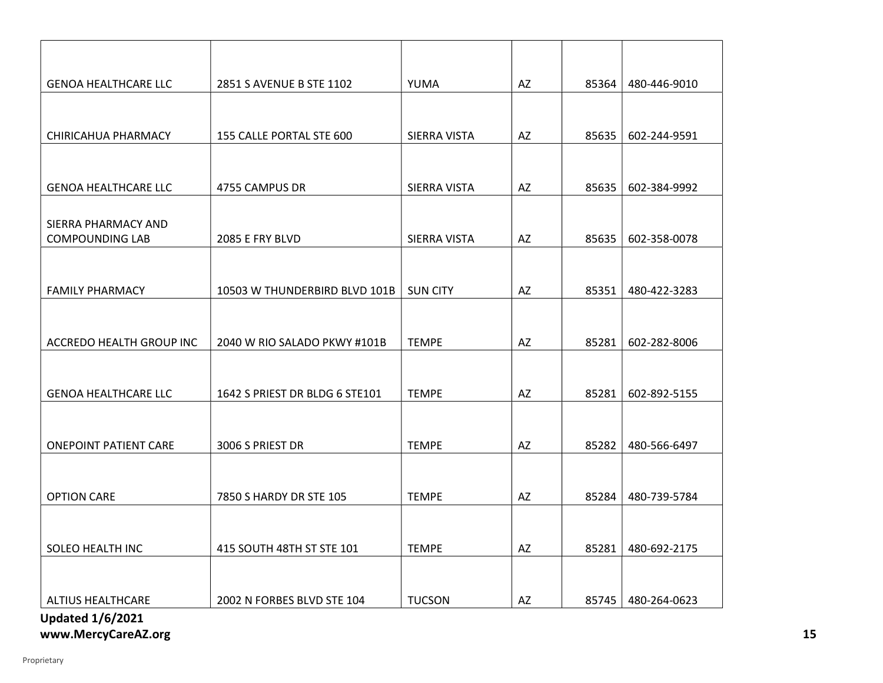| | | | | | |
|---|---|---|---|---|---|
| GENOA HEALTHCARE LLC | 2851 S AVENUE B STE 1102 | YUMA | AZ | 85364 | 480-446-9010 |
| CHIRICAHUA PHARMACY | 155 CALLE PORTAL STE 600 | SIERRA VISTA | AZ | 85635 | 602-244-9591 |
| GENOA HEALTHCARE LLC | 4755 CAMPUS DR | SIERRA VISTA | AZ | 85635 | 602-384-9992 |
| SIERRA PHARMACY AND COMPOUNDING LAB | 2085 E FRY BLVD | SIERRA VISTA | AZ | 85635 | 602-358-0078 |
| FAMILY PHARMACY | 10503 W THUNDERBIRD BLVD 101B | SUN CITY | AZ | 85351 | 480-422-3283 |
| ACCREDO HEALTH GROUP INC | 2040 W RIO SALADO PKWY #101B | TEMPE | AZ | 85281 | 602-282-8006 |
| GENOA HEALTHCARE LLC | 1642 S PRIEST DR BLDG 6 STE101 | TEMPE | AZ | 85281 | 602-892-5155 |
| ONEPOINT PATIENT CARE | 3006 S PRIEST DR | TEMPE | AZ | 85282 | 480-566-6497 |
| OPTION CARE | 7850 S HARDY DR STE 105 | TEMPE | AZ | 85284 | 480-739-5784 |
| SOLEO HEALTH INC | 415 SOUTH 48TH ST STE 101 | TEMPE | AZ | 85281 | 480-692-2175 |
| ALTIUS HEALTHCARE | 2002 N FORBES BLVD STE 104 | TUCSON | AZ | 85745 | 480-264-0623 |

**Updated 1/6/2021**
**www.MercyCareAZ.org**

Proprietary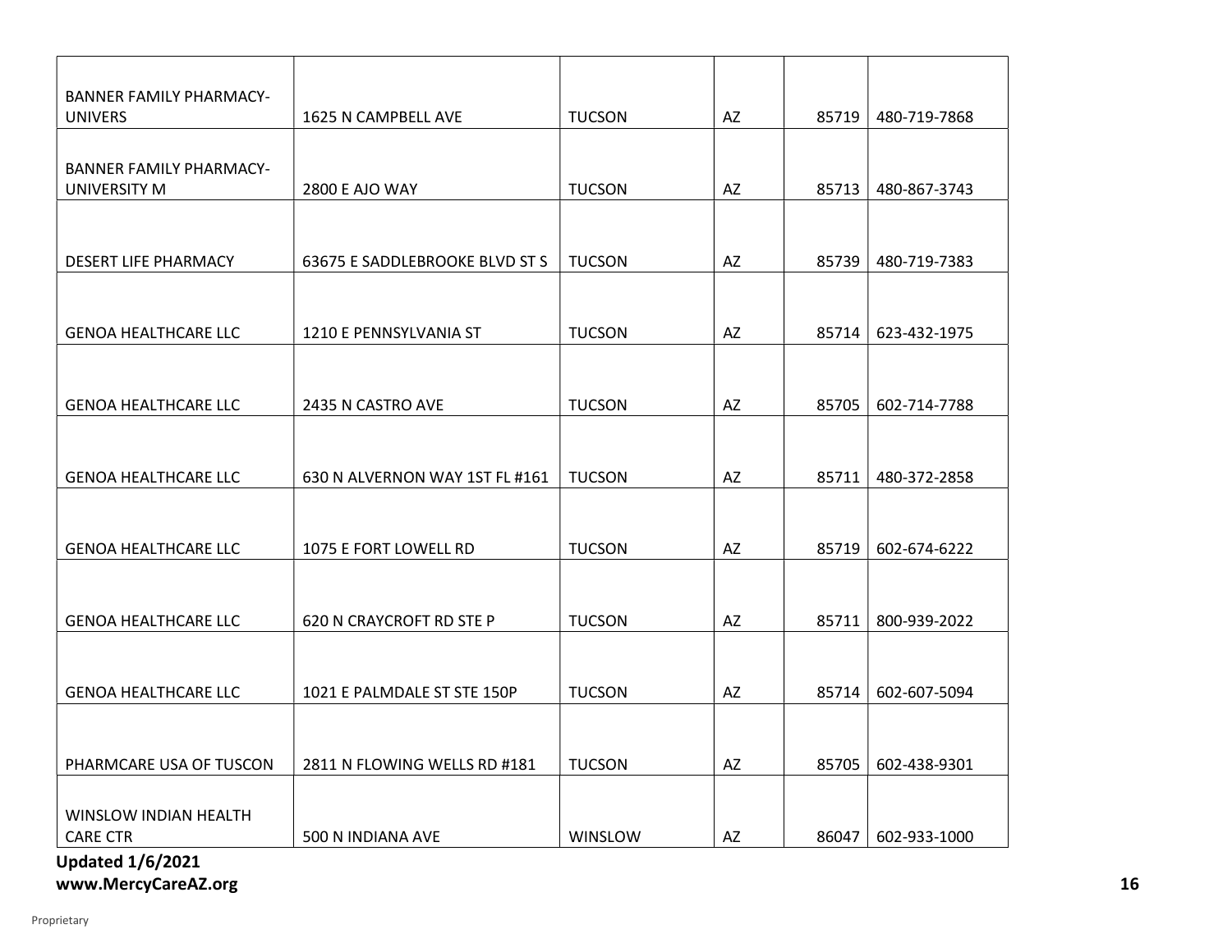| | | | | | |
|---|---|---|---|---|---|
| BANNER FAMILY PHARMACY-UNIVERS | 1625 N CAMPBELL AVE | TUCSON | AZ | 85719 | 480-719-7868 |
| BANNER FAMILY PHARMACY-UNIVERSITY M | 2800 E AJO WAY | TUCSON | AZ | 85713 | 480-867-3743 |
| DESERT LIFE PHARMACY | 63675 E SADDLEBROOKE BLVD ST S | TUCSON | AZ | 85739 | 480-719-7383 |
| GENOA HEALTHCARE LLC | 1210 E PENNSYLVANIA ST | TUCSON | AZ | 85714 | 623-432-1975 |
| GENOA HEALTHCARE LLC | 2435 N CASTRO AVE | TUCSON | AZ | 85705 | 602-714-7788 |
| GENOA HEALTHCARE LLC | 630 N ALVERNON WAY 1ST FL #161 | TUCSON | AZ | 85711 | 480-372-2858 |
| GENOA HEALTHCARE LLC | 1075 E FORT LOWELL RD | TUCSON | AZ | 85719 | 602-674-6222 |
| GENOA HEALTHCARE LLC | 620 N CRAYCROFT RD STE P | TUCSON | AZ | 85711 | 800-939-2022 |
| GENOA HEALTHCARE LLC | 1021 E PALMDALE ST STE 150P | TUCSON | AZ | 85714 | 602-607-5094 |
| PHARMCARE USA OF TUSCON | 2811 N FLOWING WELLS RD #181 | TUCSON | AZ | 85705 | 602-438-9301 |
| WINSLOW INDIAN HEALTH CARE CTR | 500 N INDIANA AVE | WINSLOW | AZ | 86047 | 602-933-1000 |

**Updated 1/6/2021**
**www.MercyCareAZ.org**

Proprietary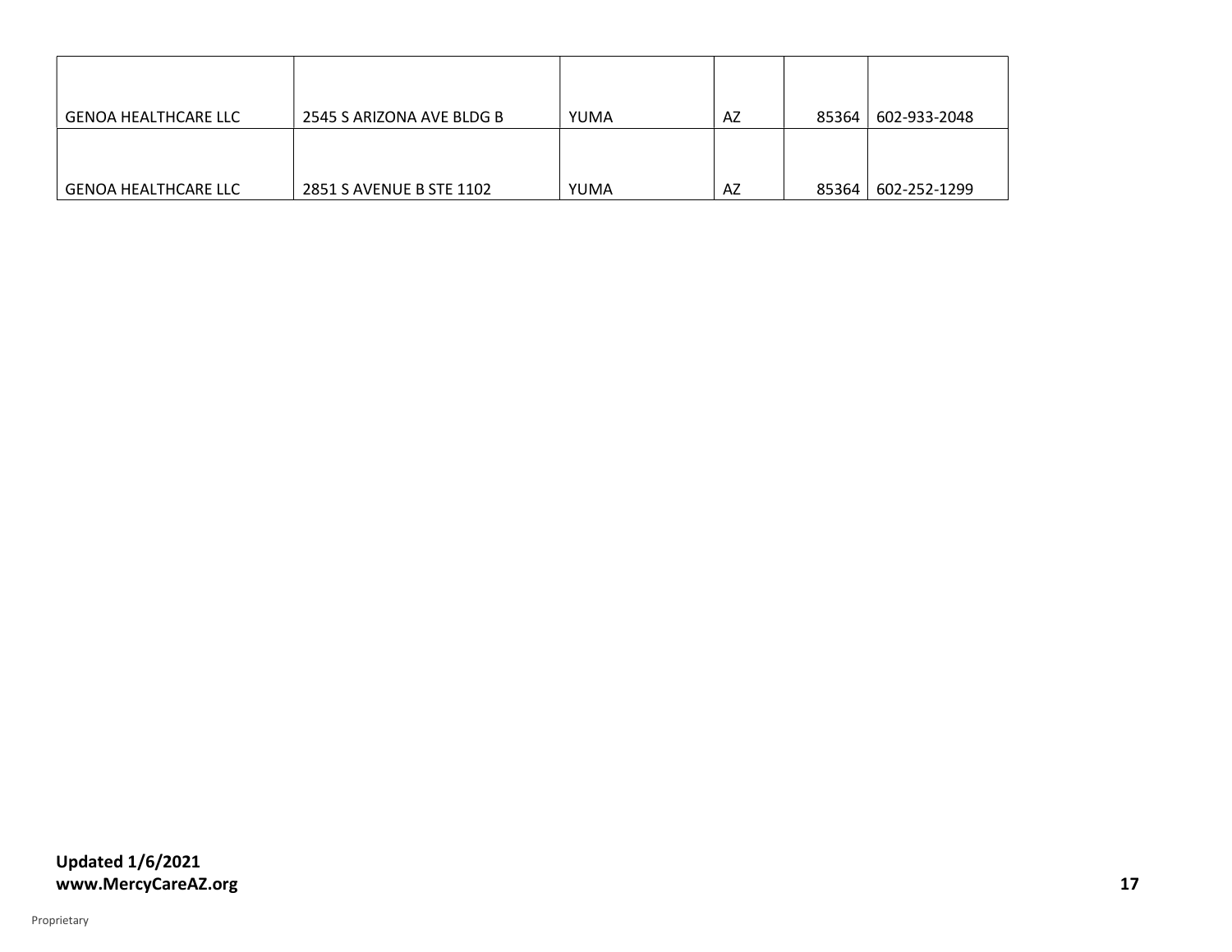| | | | | | |
|---|---|---|---|---|---|
| GENOA HEALTHCARE LLC | 2545 S ARIZONA AVE BLDG B | YUMA | AZ | 85364 | 602-933-2048 |
| GENOA HEALTHCARE LLC | 2851 S AVENUE B STE 1102 | YUMA | AZ | 85364 | 602-252-1299 |

**Updated 1/6/2021**
**www.MercyCareAZ.org**

Proprietary